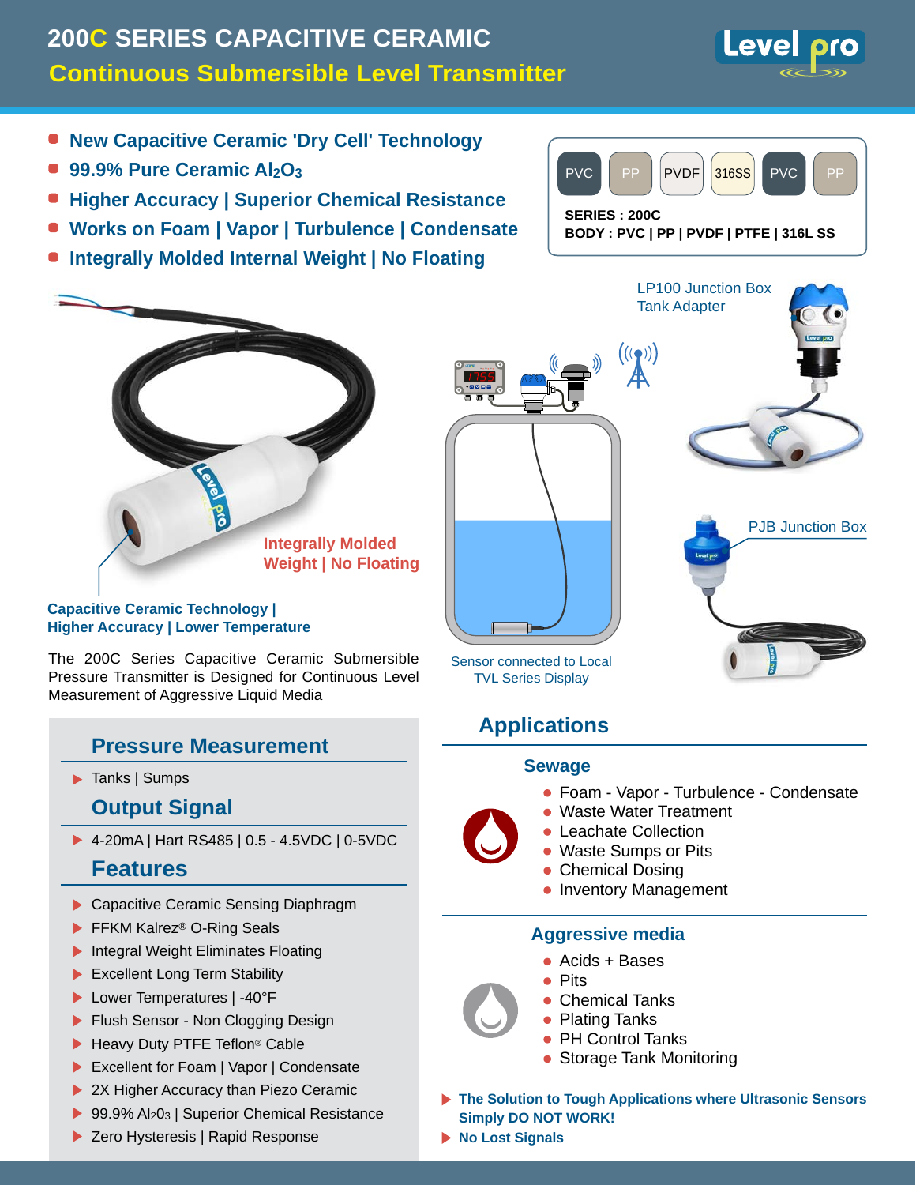# 200C SERIES CAPACITIVE CERAMIC

## Continuous Submersible Level Transmitter

- New Capacitive Ceramic 'Dry Cell' Technology
- 99.9% Pure Ceramic $Al_2O_3$
- Higher Accuracy | Superior Chemical Resistance
- Works on Foam | Vapor | Turbulence | Condensate
- Integrally Molded Internal Weight | No Floating

PVC | PP | PVDF | 316SS | PVC | PP

**SERIES : 200C**
**BODY : PVC | PP | PVDF | PTFE | 316L SS**

LP100 Junction Box
Tank Adapter

Integrally Molded Weight | No Floating

Sensor connected to Local TVL Series Display

PJB Junction Box

**Capacitive Ceramic Technology | Higher Accuracy | Lower Temperature**

The 200C Series Capacitive Ceramic Submersible Pressure Transmitter is Designed for Continuous Level Measurement of Aggressive Liquid Media

## Pressure Measurement

- Tanks | Sumps

## Output Signal

- 4-20mA | Hart RS485 | 0.5 - 4.5VDC | 0-5VDC

## Features

- Capacitive Ceramic Sensing Diaphragm
- FFKM Kalrez® O-Ring Seals
- Integral Weight Eliminates Floating
- Excellent Long Term Stability
- Lower Temperatures | -40°F
- Flush Sensor - Non Clogging Design
- Heavy Duty PTFE Teflon® Cable
- Excellent for Foam | Vapor | Condensate
- 2X Higher Accuracy than Piezo Ceramic
- 99.9% $Al_2O_3$ | Superior Chemical Resistance
- Zero Hysteresis | Rapid Response

## Applications

### Sewage

- Foam - Vapor - Turbulence - Condensate
- Waste Water Treatment
- Leachate Collection
- Waste Sumps or Pits
- Chemical Dosing
- Inventory Management

### Aggressive media

- Acids + Bases
- Pits
- Chemical Tanks
- Plating Tanks
- PH Control Tanks
- Storage Tank Monitoring

- **The Solution to Tough Applications where Ultrasonic Sensors Simply DO NOT WORK!**
- **No Lost Signals**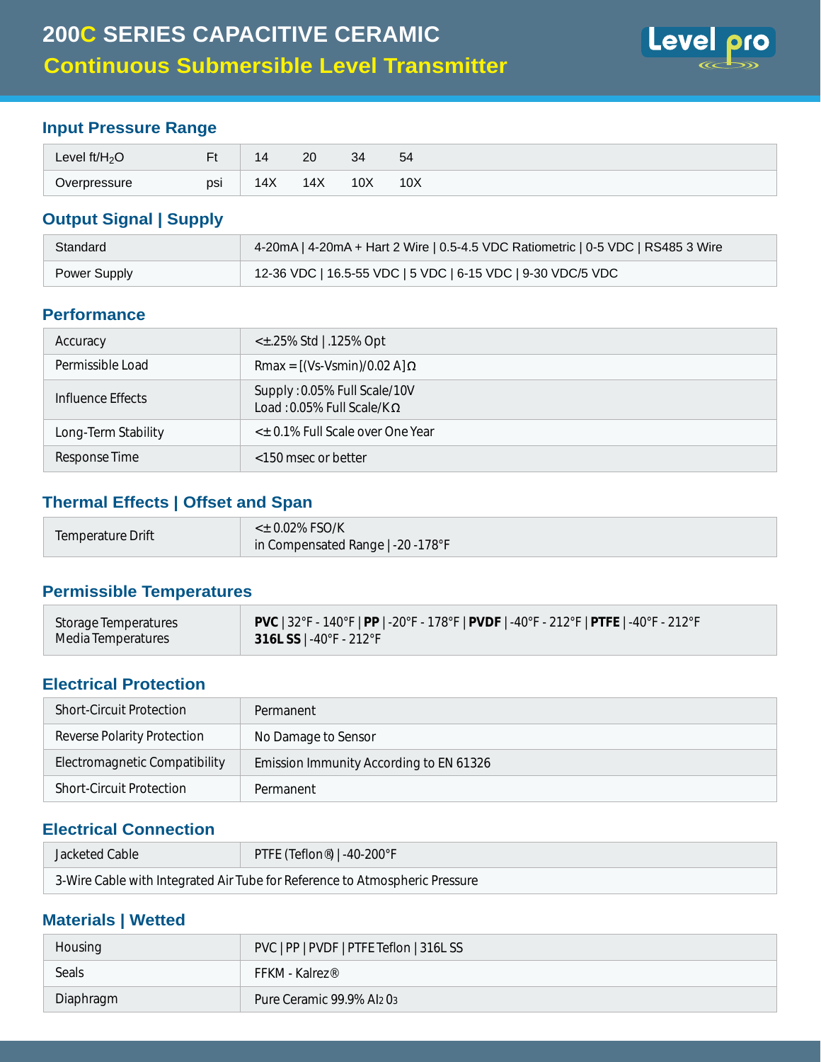# 200C SERIES CAPACITIVE CERAMIC
## Continuous Submersible Level Transmitter

### Input Pressure Range

| Level ft/$H_2O$ | Ft | 14 | 20 | 34 | 54 |
|---|---|---|---|---|---|
| Overpressure | psi | 14X | 14X | 10X | 10X |

### Output Signal | Supply

| | |
|---|---|
| Standard | 4-20mA \| 4-20mA + Hart 2 Wire \| 0.5-4.5 VDC Ratiometric \| 0-5 VDC \| RS485 3 Wire |
| Power Supply | 12-36 VDC \| 16.5-55 VDC \| 5 VDC \| 6-15 VDC \| 9-30 VDC/5 VDC |

### Performance

| | |
|---|---|
| Accuracy | <±.25% Std \| .125% Opt |
| Permissible Load | Rmax = [(Vs-Vsmin)/0.02 A] Ω |
| Influence Effects | Supply : 0.05% Full Scale/10V<br>Load : 0.05% Full Scale/KΩ |
| Long-Term Stability | <± 0.1% Full Scale over One Year |
| Response Time | <150 msec or better |

### Thermal Effects | Offset and Span

| | |
|---|---|
| Temperature Drift | <± 0.02% FSO/K<br>in Compensated Range \| -20 -178°F |

### Permissible Temperatures

| | |
|---|---|
| Storage Temperatures<br>Media Temperatures | **PVC** \| 32°F - 140°F \| **PP** \| -20°F - 178°F \| **PVDF** \| -40°F - 212°F \| **PTFE** \| -40°F - 212°F<br>**316L SS** \| -40°F - 212°F |

### Electrical Protection

| | |
|---|---|
| Short-Circuit Protection | Permanent |
| Reverse Polarity Protection | No Damage to Sensor |
| Electromagnetic Compatibility | Emission Immunity According to EN 61326 |
| Short-Circuit Protection | Permanent |

### Electrical Connection

| | |
|---|---|
| Jacketed Cable | PTFE (Teflon®) \| -40-200°F |
| 3-Wire Cable with Integrated Air Tube for Reference to Atmospheric Pressure | |

### Materials | Wetted

| | |
|---|---|
| Housing | PVC \| PP \| PVDF \| PTFE Teflon \| 316L SS |
| Seals | FFKM - Kalrez® |
| Diaphragm | Pure Ceramic 99.9% $Al_2O_3$ |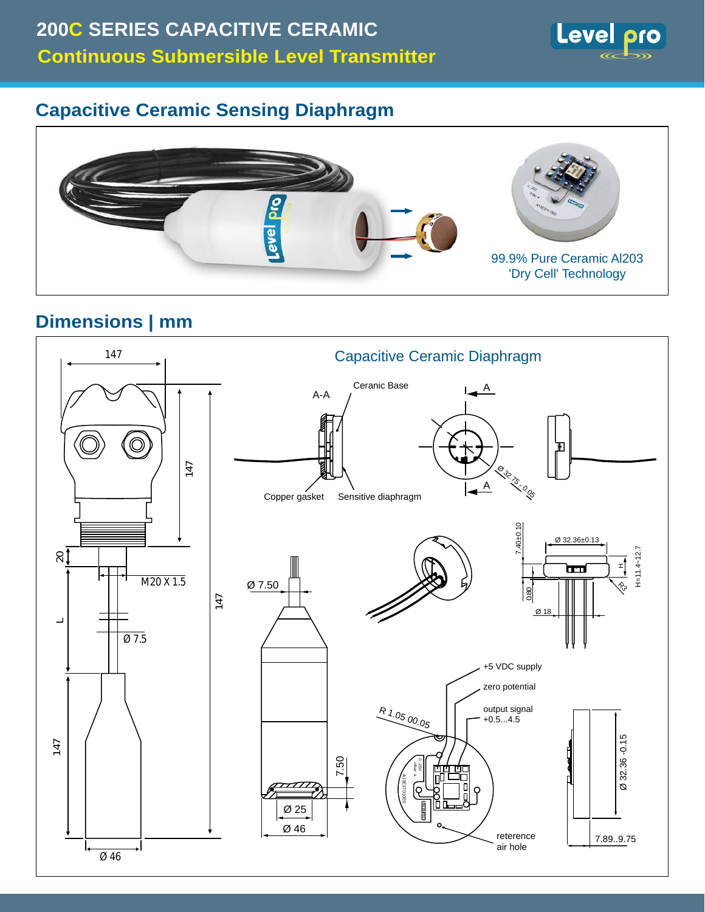# 200C SERIES CAPACITIVE CERAMIC

## Continuous Submersible Level Transmitter

## Capacitive Ceramic Sensing Diaphragm

99.9% Pure Ceramic Al203
'Dry Cell' Technology

## Dimensions | mm

147

147

20

M20 X 1.5

L

Ø 7.5

147

147

Ø 46

Capacitive Ceramic Diaphragm

A-A

Ceranic Base

A

Copper gasket

Sensitive diaphragm

A

Ø 32.75 -0.05

Ø 7.50

7.40±0.10

Ø 32.36±0.13

H

H=11.4~12.7

0.80

R3

Ø 18

+5 VDC supply

zero potential

output signal
+0.5...4.5

R 1.05 00.05

7.50

Ø 25

Ø 46

Ø 32.36 -0.15

reterence
air hole

7.89..9.75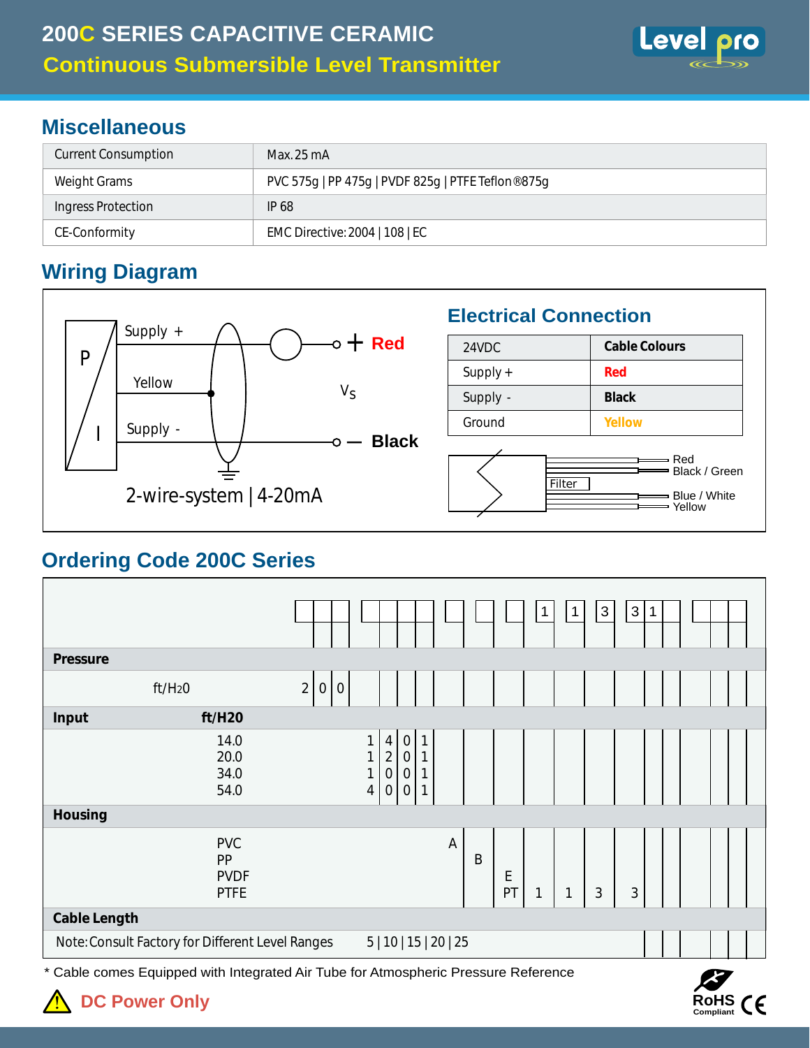# 200C SERIES CAPACITIVE CERAMIC
## Continuous Submersible Level Transmitter

## Miscellaneous

| | |
|---|---|
| Current Consumption | Max. 25 mA |
| Weight Grams | PVC 575g \| PP 475g \| PVDF 825g \| PTFE Teflon®875g |
| Ingress Protection | IP 68 |
| CE-Conformity | EMC Directive: 2004 \| 108 \| EC |

## Wiring Diagram

P
I
Supply +
Yellow
Supply -
+ Red
$V_S$
— Black
2-wire-system | 4-20mA

### Electrical Connection

| 24VDC | Cable Colours |
|---|---|
| Supply + | Red |
| Supply - | Black |
| Ground | Yellow |

Filter
Red
Black / Green
Blue / White
Yellow

## Ordering Code 200C Series

| | | | | | | | | | | | | | | | | | | | | | |
|---|---|---|---|---|---|---|---|---|---|---|---|---|---|---|---|---|---|---|---|---|---|
| | | | | | | | | | | | | | 1 | 1 | 3 | 3 | 1 | | | | |
| **Pressure** | | | | | | | | | | | | | | | | | | | | | |
| ft/H2O | 2 | 0 | 0 | | | | | | | | | | | | | | | | | | |
| **Input** | **ft/H20** | | | | | | | | | | | | | | | | | | | | |
| | 14.0 | | | | 1 | 4 | 0 | 1 | | | | | | | | | | | | | |
| | 20.0 | | | | 1 | 2 | 0 | 1 | | | | | | | | | | | | | |
| | 34.0 | | | | 1 | 0 | 0 | 1 | | | | | | | | | | | | | |
| | 54.0 | | | | 4 | 0 | 0 | 1 | | | | | | | | | | | | | |
| **Housing** | | | | | | | | | | | | | | | | | | | | | |
| | PVC | | | | | | | | A | | | | | | | | | | | | |
| | PP | | | | | | | | | B | | | | | | | | | | | |
| | PVDF | | | | | | | | | | E | | | | | | | | | | |
| | PTFE | | | | | | | | | | PT | 1 | 1 | 3 | 3 | | | | | | |
| **Cable Length** | | | | | | | | | | | | | | | | | | | | | |
| Note: Consult Factory for Different Level Ranges | 5 \| 10 \| 15 \| 20 \| 25 | | | | | | | | | | | | | | | | | | | | |

\* Cable comes Equipped with Integrated Air Tube for Atmospheric Pressure Reference

⚠ DC Power Only

RoHS Compliant CE